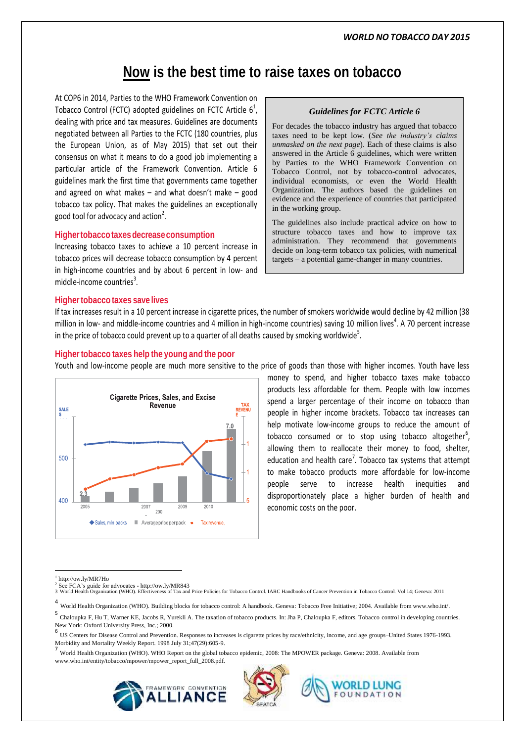*WORLD NO TOBACCO DAY 2015*

# Now is the best time to raise taxes on tobacco

At COP6 in 2014, Parties to the WHO Framework Convention on Tobacco Control (FCTC) adopted guidelines on FCTC Article 6[1], dealing with price and tax measures. Guidelines are documents negotiated between all Parties to the FCTC (180 countries, plus the European Union, as of May 2015) that set out their consensus on what it means to do a good job implementing a particular article of the Framework Convention. Article 6 guidelines mark the first time that governments came together and agreed on what makes – and what doesn't make – good tobacco tax policy. That makes the guidelines an exceptionally good tool for advocacy and action[2].

> ### *Guidelines for FCTC Article 6*
>
> For decades the tobacco industry has argued that tobacco taxes need to be kept low. (*See the industry's claims unmasked on the next page*). Each of these claims is also answered in the Article 6 guidelines, which were written by Parties to the WHO Framework Convention on Tobacco Control, not by tobacco-control advocates, individual economists, or even the World Health Organization. The authors based the guidelines on evidence and the experience of countries that participated in the working group.
>
> The guidelines also include practical advice on how to structure tobacco taxes and how to improve tax administration. They recommend that governments decide on long-term tobacco tax policies, with numerical targets – a potential game-changer in many countries.

## Higher tobacco taxes decrease consumption

Increasing tobacco taxes to achieve a 10 percent increase in tobacco prices will decrease tobacco consumption by 4 percent in high-income countries and by about 6 percent in low- and middle-income countries[3].

## Higher tobacco taxes save lives

If tax increases result in a 10 percent increase in cigarette prices, the number of smokers worldwide would decline by 42 million (38 million in low- and middle-income countries and 4 million in high-income countries) saving 10 million lives[4]. A 70 percent increase in the price of tobacco could prevent up to a quarter of all deaths caused by smoking worldwide[5].

## Higher tobacco taxes help the young and the poor

Youth and low-income people are much more sensitive to the price of goods than those with higher incomes. Youth have less money to spend, and higher tobacco taxes make tobacco products less affordable for them. People with low incomes spend a larger percentage of their income on tobacco than people in higher income brackets. Tobacco tax increases can help motivate low-income groups to reduce the amount of tobacco consumed or to stop using tobacco altogether[6], allowing them to reallocate their money to food, shelter, education and health care[7]. Tobacco tax systems that attempt to make tobacco products more affordable for low-income people serve to increase health inequities and disproportionately place a higher burden of health and economic costs on the poor.

**Cigarette Prices, Sales, and Excise Revenue**

SALES | TAX REVENUE

500 | 400 | 2.3 | 7.0 | 2005 | 2007 | 2009 | 2010

◆ Sales, mln packs ■ Average price per pack ● Tax revenue,

---

[1] http://ow.ly/MR7Ho

[2] See FCA's guide for advocates - http://ow.ly/MR843

[3] World Health Organization (WHO). Effectiveness of Tax and Price Policies for Tobacco Control. IARC Handbooks of Cancer Prevention in Tobacco Control. Vol 14; Geneva: 2011

[4] World Health Organization (WHO). Building blocks for tobacco control: A handbook. Geneva: Tobacco Free Initiative; 2004. Available from www.who.int/.

[5] Chaloupka F, Hu T, Warner KE, Jacobs R, Yurekli A. The taxation of tobacco products. In: Jha P, Chaloupka F, editors. Tobacco control in developing countries. New York: Oxford University Press, Inc.; 2000.

[6] US Centers for Disease Control and Prevention. Responses to increases is cigarette prices by race/ethnicity, income, and age groups–United States 1976-1993. Morbidity and Mortality Weekly Report. 1998 July 31;47(29):605-9.

[7] World Health Organization (WHO). WHO Report on the global tobacco epidemic, 2008: The MPOWER package. Geneva: 2008. Available from www.who.int/entity/tobacco/mpower/mpower_report_full_2008.pdf.

FRAMEWORK CONVENTION ALLIANCE | SEATCA | WORLD LUNG FOUNDATION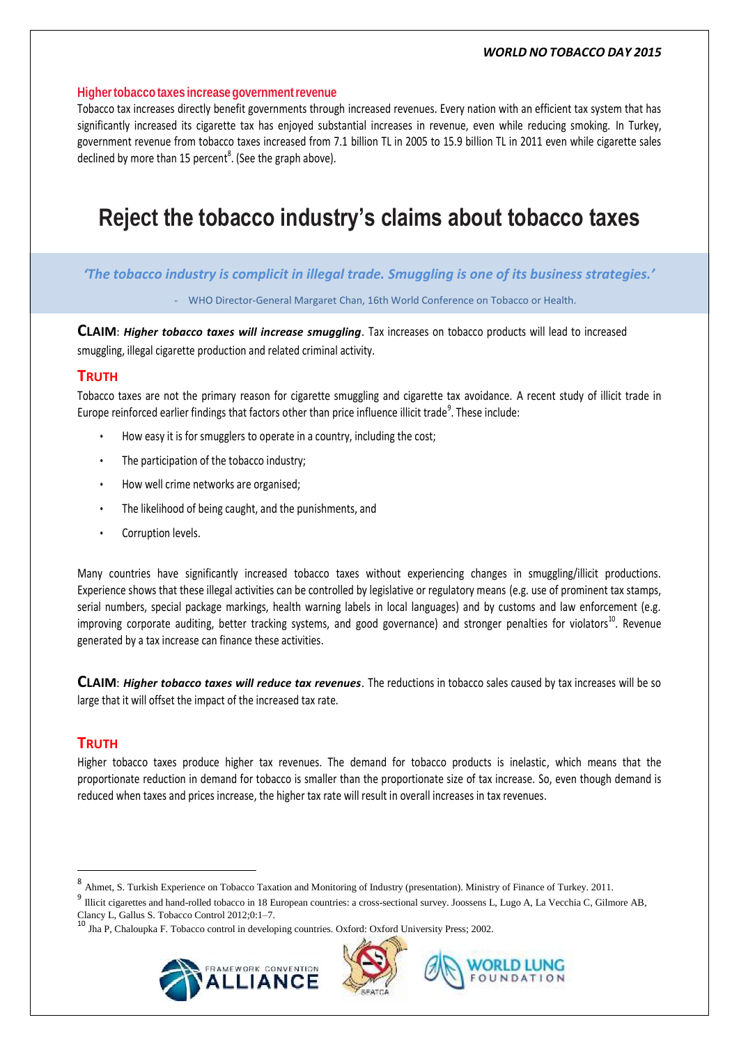### Higher tobacco taxes increase government revenue

Tobacco tax increases directly benefit governments through increased revenues. Every nation with an efficient tax system that has significantly increased its cigarette tax has enjoyed substantial increases in revenue, even while reducing smoking. In Turkey, government revenue from tobacco taxes increased from 7.1 billion TL in 2005 to 15.9 billion TL in 2011 even while cigarette sales declined by more than 15 percent[8]. (See the graph above).

# Reject the tobacco industry's claims about tobacco taxes

> *'The tobacco industry is complicit in illegal trade. Smuggling is one of its business strategies.'*
>
> - WHO Director-General Margaret Chan, 16th World Conference on Tobacco or Health.

**CLAIM**: ***Higher tobacco taxes will increase smuggling***. Tax increases on tobacco products will lead to increased smuggling, illegal cigarette production and related criminal activity.

### TRUTH

Tobacco taxes are not the primary reason for cigarette smuggling and cigarette tax avoidance. A recent study of illicit trade in Europe reinforced earlier findings that factors other than price influence illicit trade[9]. These include:

- How easy it is for smugglers to operate in a country, including the cost;
- The participation of the tobacco industry;
- How well crime networks are organised;
- The likelihood of being caught, and the punishments, and
- Corruption levels.

Many countries have significantly increased tobacco taxes without experiencing changes in smuggling/illicit productions. Experience shows that these illegal activities can be controlled by legislative or regulatory means (e.g. use of prominent tax stamps, serial numbers, special package markings, health warning labels in local languages) and by customs and law enforcement (e.g. improving corporate auditing, better tracking systems, and good governance) and stronger penalties for violators[10]. Revenue generated by a tax increase can finance these activities.

**CLAIM**: ***Higher tobacco taxes will reduce tax revenues***. The reductions in tobacco sales caused by tax increases will be so large that it will offset the impact of the increased tax rate.

### TRUTH

Higher tobacco taxes produce higher tax revenues. The demand for tobacco products is inelastic, which means that the proportionate reduction in demand for tobacco is smaller than the proportionate size of tax increase. So, even though demand is reduced when taxes and prices increase, the higher tax rate will result in overall increases in tax revenues.

---

[8] Ahmet, S. Turkish Experience on Tobacco Taxation and Monitoring of Industry (presentation). Ministry of Finance of Turkey. 2011.

[9] Illicit cigarettes and hand-rolled tobacco in 18 European countries: a cross-sectional survey. Joossens L, Lugo A, La Vecchia C, Gilmore AB, Clancy L, Gallus S. Tobacco Control 2012;0:1–7.

[10] Jha P, Chaloupka F. Tobacco control in developing countries. Oxford: Oxford University Press; 2002.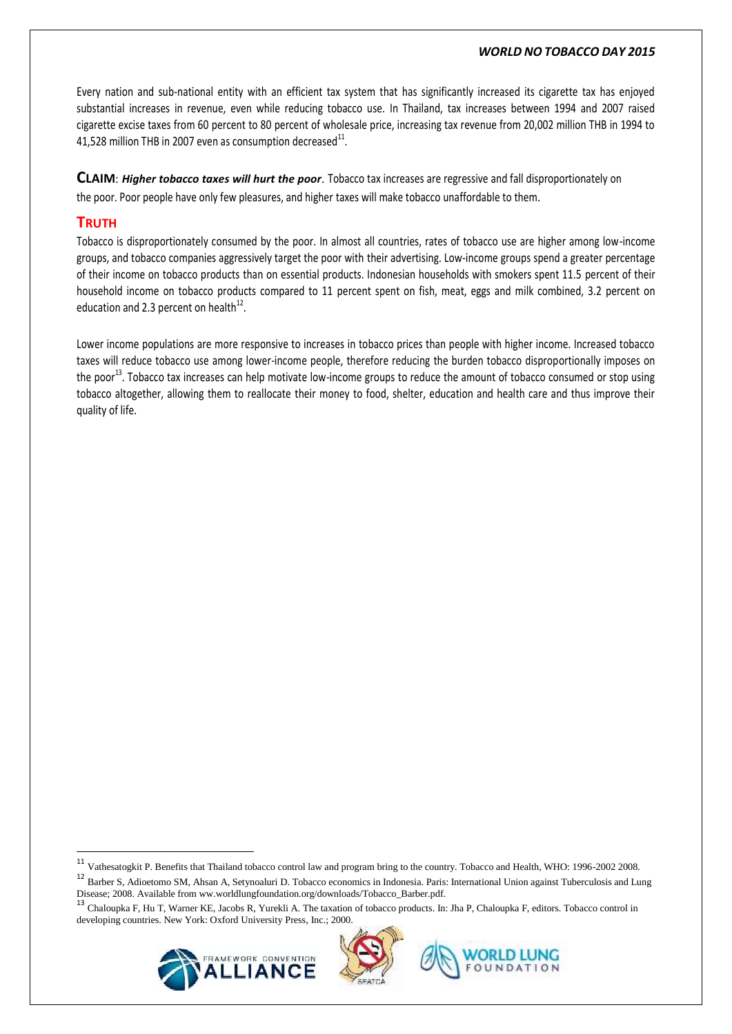Every nation and sub-national entity with an efficient tax system that has significantly increased its cigarette tax has enjoyed substantial increases in revenue, even while reducing tobacco use. In Thailand, tax increases between 1994 and 2007 raised cigarette excise taxes from 60 percent to 80 percent of wholesale price, increasing tax revenue from 20,002 million THB in 1994 to 41,528 million THB in 2007 even as consumption decreased[11].

**CLAIM**: ***Higher tobacco taxes will hurt the poor***. Tobacco tax increases are regressive and fall disproportionately on the poor. Poor people have only few pleasures, and higher taxes will make tobacco unaffordable to them.

## TRUTH

Tobacco is disproportionately consumed by the poor. In almost all countries, rates of tobacco use are higher among low-income groups, and tobacco companies aggressively target the poor with their advertising. Low-income groups spend a greater percentage of their income on tobacco products than on essential products. Indonesian households with smokers spent 11.5 percent of their household income on tobacco products compared to 11 percent spent on fish, meat, eggs and milk combined, 3.2 percent on education and 2.3 percent on health[12].

Lower income populations are more responsive to increases in tobacco prices than people with higher income. Increased tobacco taxes will reduce tobacco use among lower-income people, therefore reducing the burden tobacco disproportionally imposes on the poor[13]. Tobacco tax increases can help motivate low-income groups to reduce the amount of tobacco consumed or stop using tobacco altogether, allowing them to reallocate their money to food, shelter, education and health care and thus improve their quality of life.

---

[11] Vathesatogkit P. Benefits that Thailand tobacco control law and program bring to the country. Tobacco and Health, WHO: 1996-2002 2008.

[12] Barber S, Adioetomo SM, Ahsan A, Setynoaluri D. Tobacco economics in Indonesia. Paris: International Union against Tuberculosis and Lung Disease; 2008. Available from ww.worldlungfoundation.org/downloads/Tobacco_Barber.pdf.

[13] Chaloupka F, Hu T, Warner KE, Jacobs R, Yurekli A. The taxation of tobacco products. In: Jha P, Chaloupka F, editors. Tobacco control in developing countries. New York: Oxford University Press, Inc.; 2000.